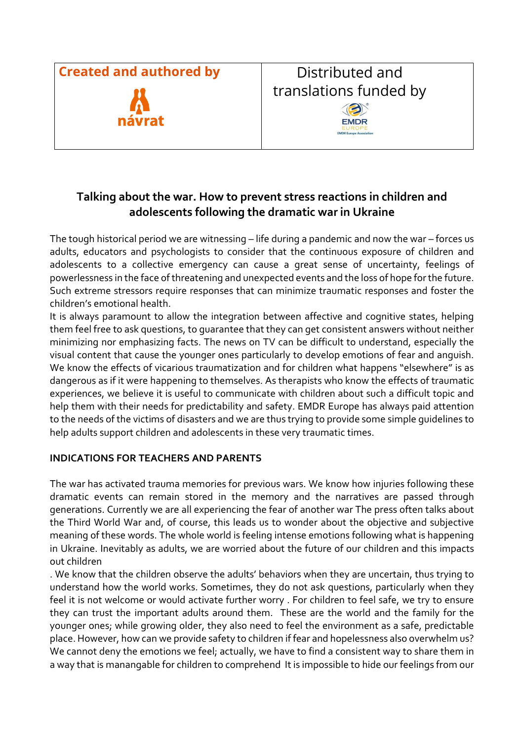| Created and authored by | Distributed and translations funded by |
| --- | --- |
| návrat | EMDR EUROPE EMDR Europe Association |

**Talking about the war. How to prevent stress reactions in children and adolescents following the dramatic war in Ukraine**

The tough historical period we are witnessing – life during a pandemic and now the war – forces us adults, educators and psychologists to consider that the continuous exposure of children and adolescents to a collective emergency can cause a great sense of uncertainty, feelings of powerlessness in the face of threatening and unexpected events and the loss of hope for the future. Such extreme stressors require responses that can minimize traumatic responses and foster the children's emotional health.

It is always paramount to allow the integration between affective and cognitive states, helping them feel free to ask questions, to guarantee that they can get consistent answers without neither minimizing nor emphasizing facts. The news on TV can be difficult to understand, especially the visual content that cause the younger ones particularly to develop emotions of fear and anguish. We know the effects of vicarious traumatization and for children what happens "elsewhere" is as dangerous as if it were happening to themselves. As therapists who know the effects of traumatic experiences, we believe it is useful to communicate with children about such a difficult topic and help them with their needs for predictability and safety. EMDR Europe has always paid attention to the needs of the victims of disasters and we are thus trying to provide some simple guidelines to help adults support children and adolescents in these very traumatic times.

**INDICATIONS FOR TEACHERS AND PARENTS**

The war has activated trauma memories for previous wars. We know how injuries following these dramatic events can remain stored in the memory and the narratives are passed through generations. Currently we are all experiencing the fear of another war The press often talks about the Third World War and, of course, this leads us to wonder about the objective and subjective meaning of these words. The whole world is feeling intense emotions following what is happening in Ukraine. Inevitably as adults, we are worried about the future of our children and this impacts out children

. We know that the children observe the adults' behaviors when they are uncertain, thus trying to understand how the world works. Sometimes, they do not ask questions, particularly when they feel it is not welcome or would activate further worry . For children to feel safe, we try to ensure they can trust the important adults around them. These are the world and the family for the younger ones; while growing older, they also need to feel the environment as a safe, predictable place. However, how can we provide safety to children if fear and hopelessness also overwhelm us? We cannot deny the emotions we feel; actually, we have to find a consistent way to share them in a way that is manangable for children to comprehend It is impossible to hide our feelings from our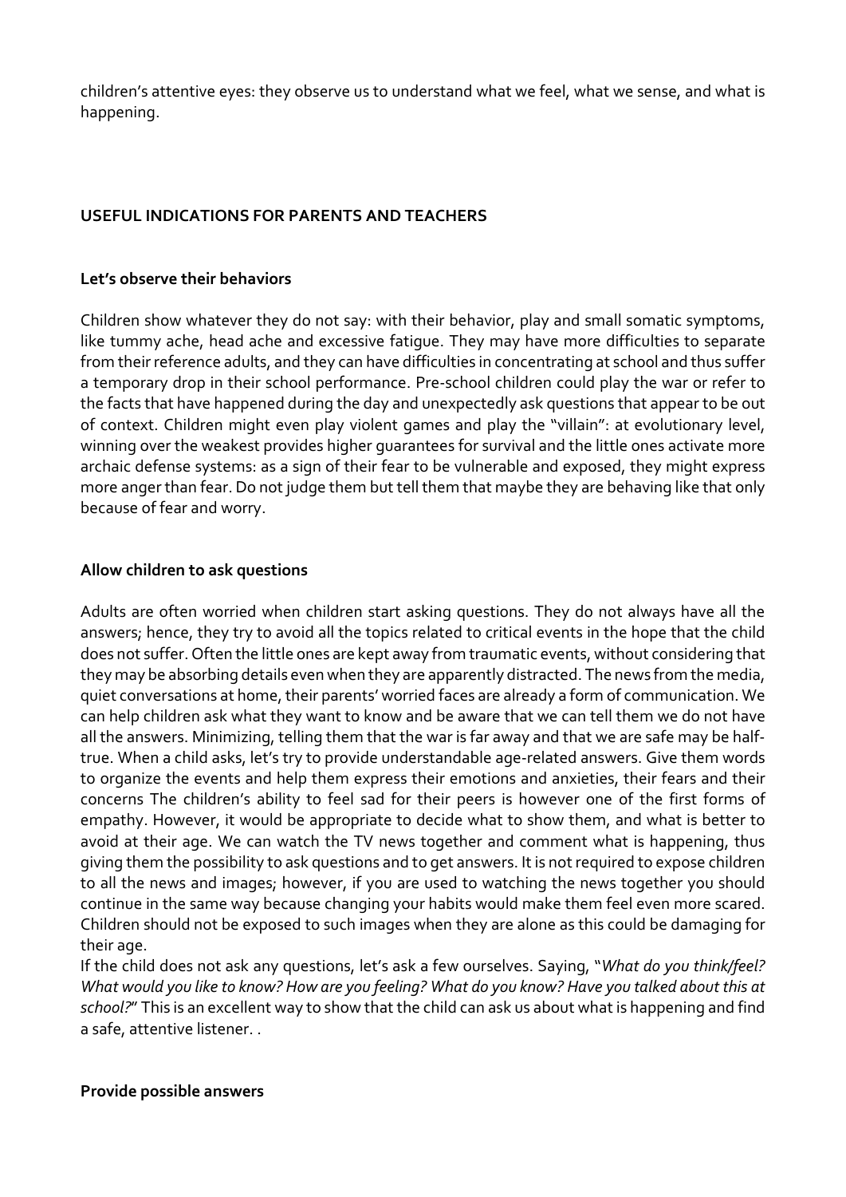children's attentive eyes: they observe us to understand what we feel, what we sense, and what is happening.

## USEFUL INDICATIONS FOR PARENTS AND TEACHERS

### Let's observe their behaviors

Children show whatever they do not say: with their behavior, play and small somatic symptoms, like tummy ache, head ache and excessive fatigue. They may have more difficulties to separate from their reference adults, and they can have difficulties in concentrating at school and thus suffer a temporary drop in their school performance. Pre-school children could play the war or refer to the facts that have happened during the day and unexpectedly ask questions that appear to be out of context. Children might even play violent games and play the "villain": at evolutionary level, winning over the weakest provides higher guarantees for survival and the little ones activate more archaic defense systems: as a sign of their fear to be vulnerable and exposed, they might express more anger than fear. Do not judge them but tell them that maybe they are behaving like that only because of fear and worry.

### Allow children to ask questions

Adults are often worried when children start asking questions. They do not always have all the answers; hence, they try to avoid all the topics related to critical events in the hope that the child does not suffer. Often the little ones are kept away from traumatic events, without considering that they may be absorbing details even when they are apparently distracted. The news from the media, quiet conversations at home, their parents' worried faces are already a form of communication. We can help children ask what they want to know and be aware that we can tell them we do not have all the answers. Minimizing, telling them that the war is far away and that we are safe may be half-true. When a child asks, let's try to provide understandable age-related answers. Give them words to organize the events and help them express their emotions and anxieties, their fears and their concerns The children's ability to feel sad for their peers is however one of the first forms of empathy. However, it would be appropriate to decide what to show them, and what is better to avoid at their age. We can watch the TV news together and comment what is happening, thus giving them the possibility to ask questions and to get answers. It is not required to expose children to all the news and images; however, if you are used to watching the news together you should continue in the same way because changing your habits would make them feel even more scared. Children should not be exposed to such images when they are alone as this could be damaging for their age.

If the child does not ask any questions, let's ask a few ourselves. Saying, "*What do you think/feel? What would you like to know? How are you feeling? What do you know? Have you talked about this at school?*" This is an excellent way to show that the child can ask us about what is happening and find a safe, attentive listener. .

### Provide possible answers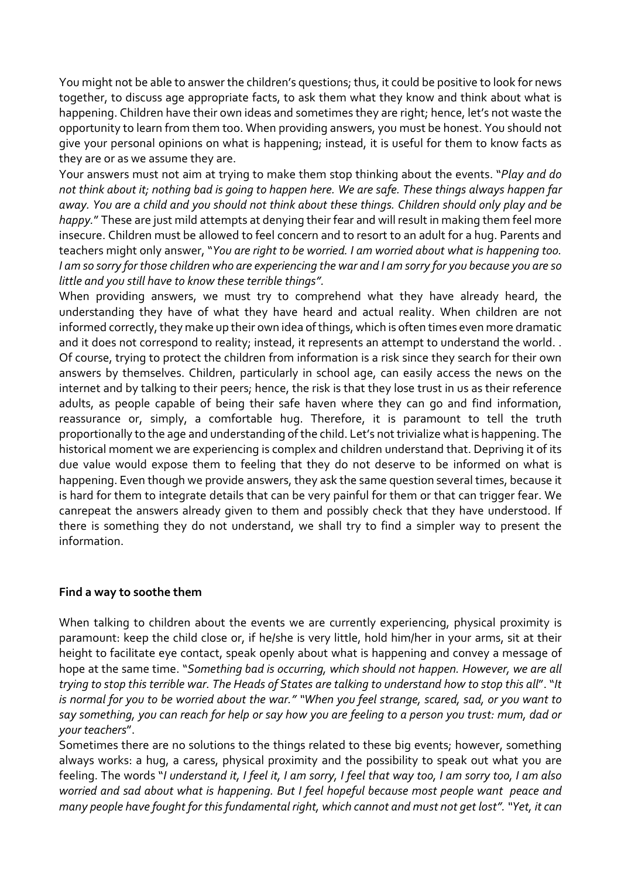You might not be able to answer the children's questions; thus, it could be positive to look for news together, to discuss age appropriate facts, to ask them what they know and think about what is happening. Children have their own ideas and sometimes they are right; hence, let's not waste the opportunity to learn from them too. When providing answers, you must be honest. You should not give your personal opinions on what is happening; instead, it is useful for them to know facts as they are or as we assume they are.

Your answers must not aim at trying to make them stop thinking about the events. "*Play and do not think about it; nothing bad is going to happen here. We are safe. These things always happen far away. You are a child and you should not think about these things. Children should only play and be happy.*" These are just mild attempts at denying their fear and will result in making them feel more insecure. Children must be allowed to feel concern and to resort to an adult for a hug. Parents and teachers might only answer, "*You are right to be worried. I am worried about what is happening too. I am so sorry for those children who are experiencing the war and I am sorry for you because you are so little and you still have to know these terrible things".*

When providing answers, we must try to comprehend what they have already heard, the understanding they have of what they have heard and actual reality. When children are not informed correctly, they make up their own idea of things, which is often times even more dramatic and it does not correspond to reality; instead, it represents an attempt to understand the world. . Of course, trying to protect the children from information is a risk since they search for their own answers by themselves. Children, particularly in school age, can easily access the news on the internet and by talking to their peers; hence, the risk is that they lose trust in us as their reference adults, as people capable of being their safe haven where they can go and find information, reassurance or, simply, a comfortable hug. Therefore, it is paramount to tell the truth proportionally to the age and understanding of the child. Let's not trivialize what is happening. The historical moment we are experiencing is complex and children understand that. Depriving it of its due value would expose them to feeling that they do not deserve to be informed on what is happening. Even though we provide answers, they ask the same question several times, because it is hard for them to integrate details that can be very painful for them or that can trigger fear. We canrepeat the answers already given to them and possibly check that they have understood. If there is something they do not understand, we shall try to find a simpler way to present the information.

**Find a way to soothe them**

When talking to children about the events we are currently experiencing, physical proximity is paramount: keep the child close or, if he/she is very little, hold him/her in your arms, sit at their height to facilitate eye contact, speak openly about what is happening and convey a message of hope at the same time. "*Something bad is occurring, which should not happen. However, we are all trying to stop this terrible war. The Heads of States are talking to understand how to stop this all*". "*It is normal for you to be worried about the war.*" "*When you feel strange, scared, sad, or you want to say something, you can reach for help or say how you are feeling to a person you trust: mum, dad or your teachers*".

Sometimes there are no solutions to the things related to these big events; however, something always works: a hug, a caress, physical proximity and the possibility to speak out what you are feeling. The words "*I understand it, I feel it, I am sorry, I feel that way too, I am sorry too, I am also worried and sad about what is happening. But I feel hopeful because most people want peace and many people have fought for this fundamental right, which cannot and must not get lost".* "*Yet, it can*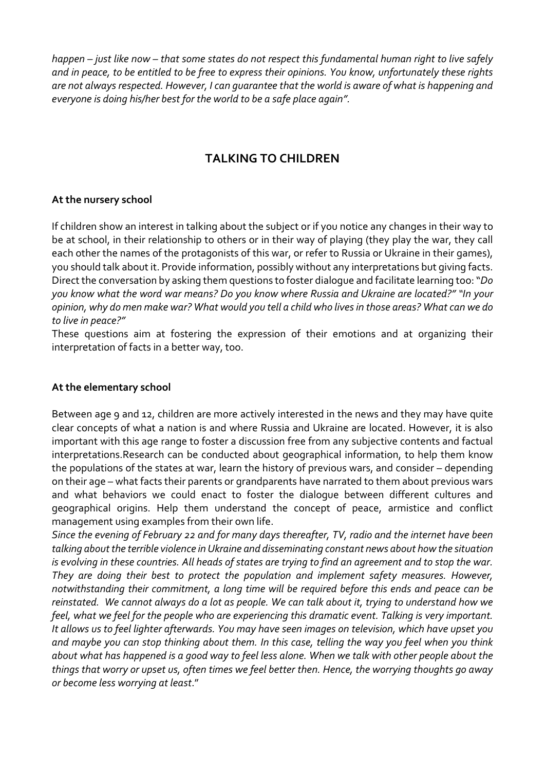*happen – just like now – that some states do not respect this fundamental human right to live safely and in peace, to be entitled to be free to express their opinions. You know, unfortunately these rights are not always respected. However, I can guarantee that the world is aware of what is happening and everyone is doing his/her best for the world to be a safe place again".*

## TALKING TO CHILDREN

### At the nursery school

If children show an interest in talking about the subject or if you notice any changes in their way to be at school, in their relationship to others or in their way of playing (they play the war, they call each other the names of the protagonists of this war, or refer to Russia or Ukraine in their games), you should talk about it. Provide information, possibly without any interpretations but giving facts. Direct the conversation by asking them questions to foster dialogue and facilitate learning too: "*Do you know what the word war means? Do you know where Russia and Ukraine are located?" "In your opinion, why do men make war? What would you tell a child who lives in those areas? What can we do to live in peace?"*

These questions aim at fostering the expression of their emotions and at organizing their interpretation of facts in a better way, too.

### At the elementary school

Between age 9 and 12, children are more actively interested in the news and they may have quite clear concepts of what a nation is and where Russia and Ukraine are located. However, it is also important with this age range to foster a discussion free from any subjective contents and factual interpretations.Research can be conducted about geographical information, to help them know the populations of the states at war, learn the history of previous wars, and consider – depending on their age – what facts their parents or grandparents have narrated to them about previous wars and what behaviors we could enact to foster the dialogue between different cultures and geographical origins. Help them understand the concept of peace, armistice and conflict management using examples from their own life.

*Since the evening of February 22 and for many days thereafter, TV, radio and the internet have been talking about the terrible violence in Ukraine and disseminating constant news about how the situation is evolving in these countries. All heads of states are trying to find an agreement and to stop the war. They are doing their best to protect the population and implement safety measures. However, notwithstanding their commitment, a long time will be required before this ends and peace can be reinstated. We cannot always do a lot as people. We can talk about it, trying to understand how we feel, what we feel for the people who are experiencing this dramatic event. Talking is very important. It allows us to feel lighter afterwards. You may have seen images on television, which have upset you and maybe you can stop thinking about them. In this case, telling the way you feel when you think about what has happened is a good way to feel less alone. When we talk with other people about the things that worry or upset us, often times we feel better then. Hence, the worrying thoughts go away or become less worrying at least*."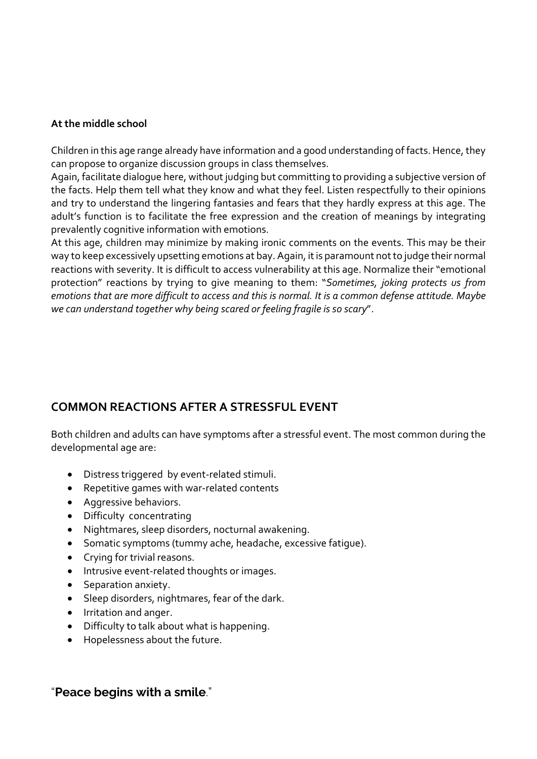**At the middle school**

Children in this age range already have information and a good understanding of facts. Hence, they can propose to organize discussion groups in class themselves.

Again, facilitate dialogue here, without judging but committing to providing a subjective version of the facts. Help them tell what they know and what they feel. Listen respectfully to their opinions and try to understand the lingering fantasies and fears that they hardly express at this age. The adult's function is to facilitate the free expression and the creation of meanings by integrating prevalently cognitive information with emotions.

At this age, children may minimize by making ironic comments on the events. This may be their way to keep excessively upsetting emotions at bay. Again, it is paramount not to judge their normal reactions with severity. It is difficult to access vulnerability at this age. Normalize their "emotional protection" reactions by trying to give meaning to them: "*Sometimes, joking protects us from emotions that are more difficult to access and this is normal. It is a common defense attitude. Maybe we can understand together why being scared or feeling fragile is so scary*".

## COMMON REACTIONS AFTER A STRESSFUL EVENT

Both children and adults can have symptoms after a stressful event. The most common during the developmental age are:

- Distress triggered by event-related stimuli.
- Repetitive games with war-related contents
- Aggressive behaviors.
- Difficulty concentrating
- Nightmares, sleep disorders, nocturnal awakening.
- Somatic symptoms (tummy ache, headache, excessive fatigue).
- Crying for trivial reasons.
- Intrusive event-related thoughts or images.
- Separation anxiety.
- Sleep disorders, nightmares, fear of the dark.
- Irritation and anger.
- Difficulty to talk about what is happening.
- Hopelessness about the future.

"**Peace begins with a smile**."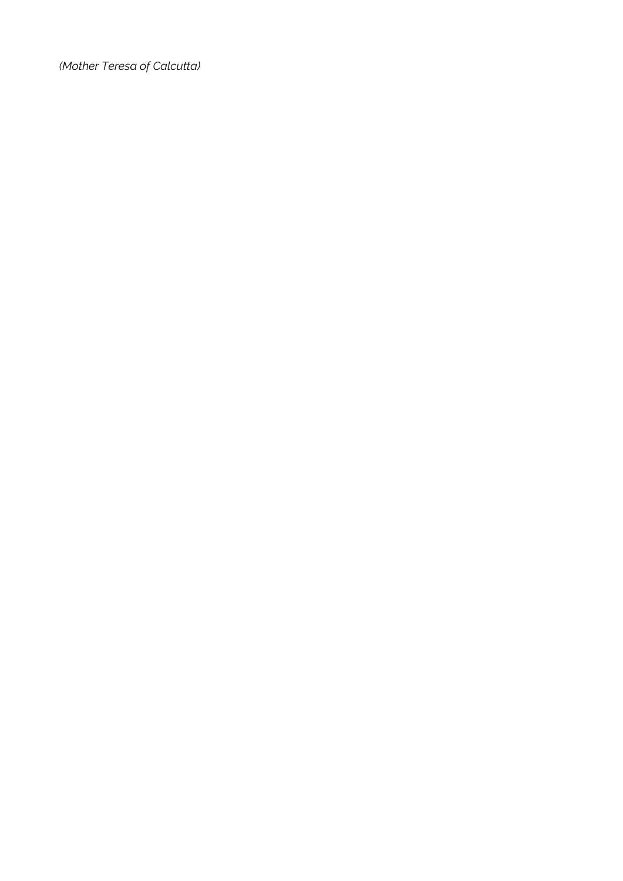*(Mother Teresa of Calcutta)*